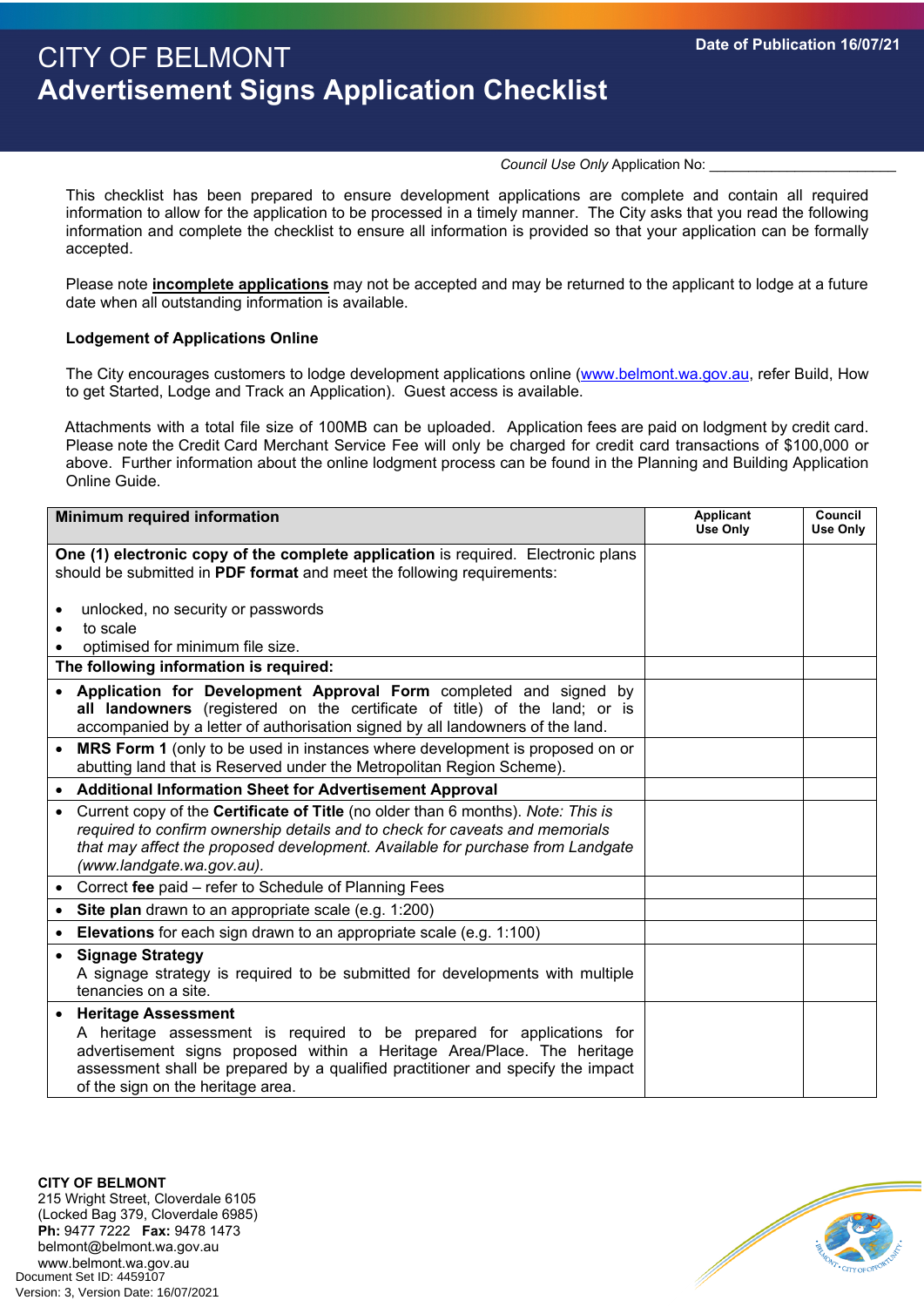Date of Publication 16/07/21

# CITY OF BELMONT
# Advertisement Signs Application Checklist

*Council Use Only* Application No: ________________________

This checklist has been prepared to ensure development applications are complete and contain all required information to allow for the application to be processed in a timely manner. The City asks that you read the following information and complete the checklist to ensure all information is provided so that your application can be formally accepted.

Please note **incomplete applications** may not be accepted and may be returned to the applicant to lodge at a future date when all outstanding information is available.

**Lodgement of Applications Online**

The City encourages customers to lodge development applications online (www.belmont.wa.gov.au, refer Build, How to get Started, Lodge and Track an Application). Guest access is available.

Attachments with a total file size of 100MB can be uploaded. Application fees are paid on lodgment by credit card. Please note the Credit Card Merchant Service Fee will only be charged for credit card transactions of $100,000 or above. Further information about the online lodgment process can be found in the Planning and Building Application Online Guide.

| Minimum required information | Applicant Use Only | Council Use Only |
|---|---|---|
| **One (1) electronic copy of the complete application** is required. Electronic plans should be submitted in **PDF format** and meet the following requirements:<br>• unlocked, no security or passwords<br>• to scale<br>• optimised for minimum file size. | | |
| **The following information is required:** | | |
| • **Application for Development Approval Form** completed and signed by **all landowners** (registered on the certificate of title) of the land; or is accompanied by a letter of authorisation signed by all landowners of the land. | | |
| • **MRS Form 1** (only to be used in instances where development is proposed on or abutting land that is Reserved under the Metropolitan Region Scheme). | | |
| • **Additional Information Sheet for Advertisement Approval** | | |
| • Current copy of the **Certificate of Title** (no older than 6 months). *Note: This is required to confirm ownership details and to check for caveats and memorials that may affect the proposed development. Available for purchase from Landgate (www.landgate.wa.gov.au).* | | |
| • Correct **fee** paid – refer to Schedule of Planning Fees | | |
| • **Site plan** drawn to an appropriate scale (e.g. 1:200) | | |
| • **Elevations** for each sign drawn to an appropriate scale (e.g. 1:100) | | |
| • **Signage Strategy**<br>A signage strategy is required to be submitted for developments with multiple tenancies on a site. | | |
| • **Heritage Assessment**<br>A heritage assessment is required to be prepared for applications for advertisement signs proposed within a Heritage Area/Place. The heritage assessment shall be prepared by a qualified practitioner and specify the impact of the sign on the heritage area. | | |

**CITY OF BELMONT**
215 Wright Street, Cloverdale 6105
(Locked Bag 379, Cloverdale 6985)
**Ph:** 9477 7222 **Fax:** 9478 1473
belmont@belmont.wa.gov.au
www.belmont.wa.gov.au
Document Set ID: 4459107
Version: 3, Version Date: 16/07/2021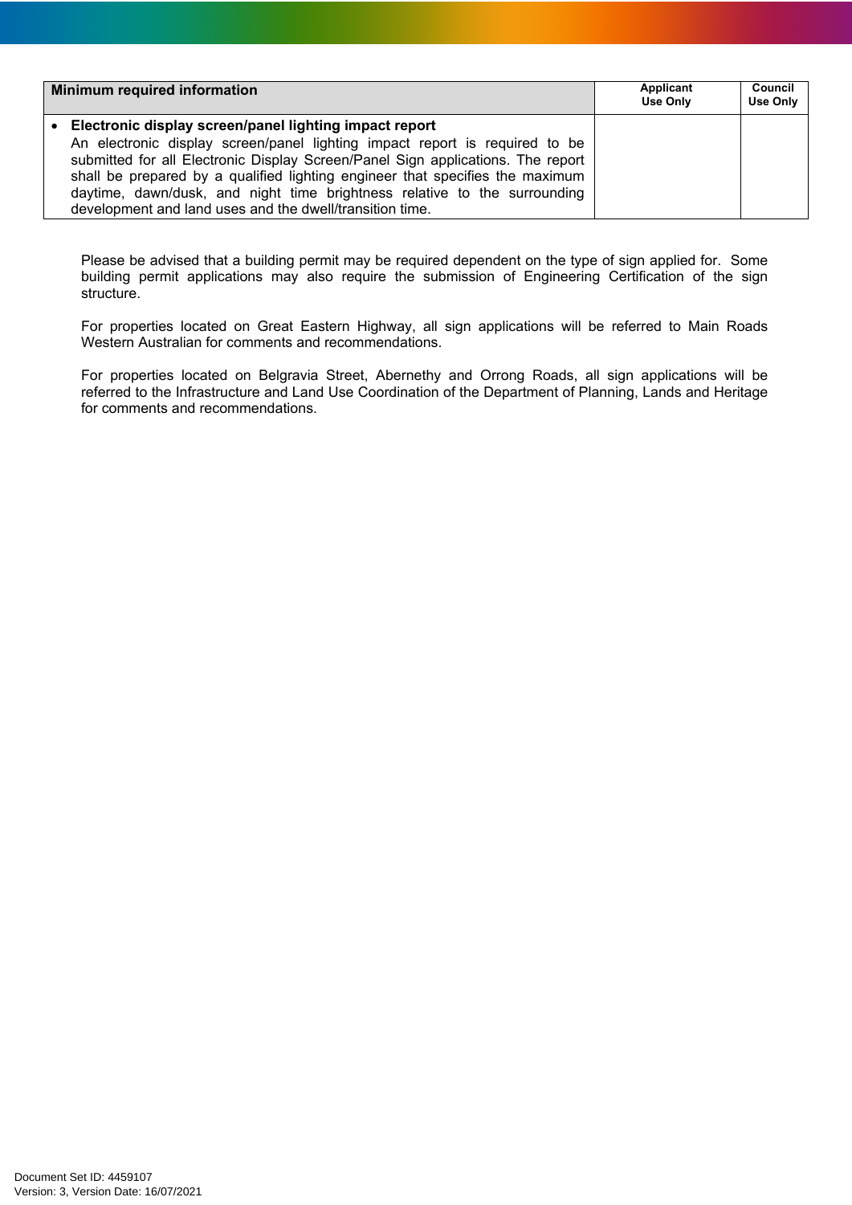| Minimum required information | Applicant Use Only | Council Use Only |
|---|---|---|
| • **Electronic display screen/panel lighting impact report** An electronic display screen/panel lighting impact report is required to be submitted for all Electronic Display Screen/Panel Sign applications. The report shall be prepared by a qualified lighting engineer that specifies the maximum daytime, dawn/dusk, and night time brightness relative to the surrounding development and land uses and the dwell/transition time. | | |

Please be advised that a building permit may be required dependent on the type of sign applied for. Some building permit applications may also require the submission of Engineering Certification of the sign structure.

For properties located on Great Eastern Highway, all sign applications will be referred to Main Roads Western Australian for comments and recommendations.

For properties located on Belgravia Street, Abernethy and Orrong Roads, all sign applications will be referred to the Infrastructure and Land Use Coordination of the Department of Planning, Lands and Heritage for comments and recommendations.

Document Set ID: 4459107
Version: 3, Version Date: 16/07/2021